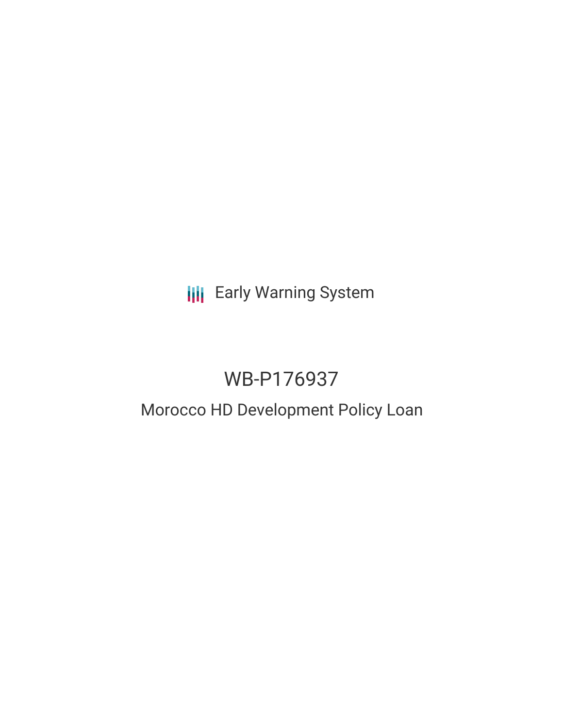Early Warning System

# WB-P176937

## Morocco HD Development Policy Loan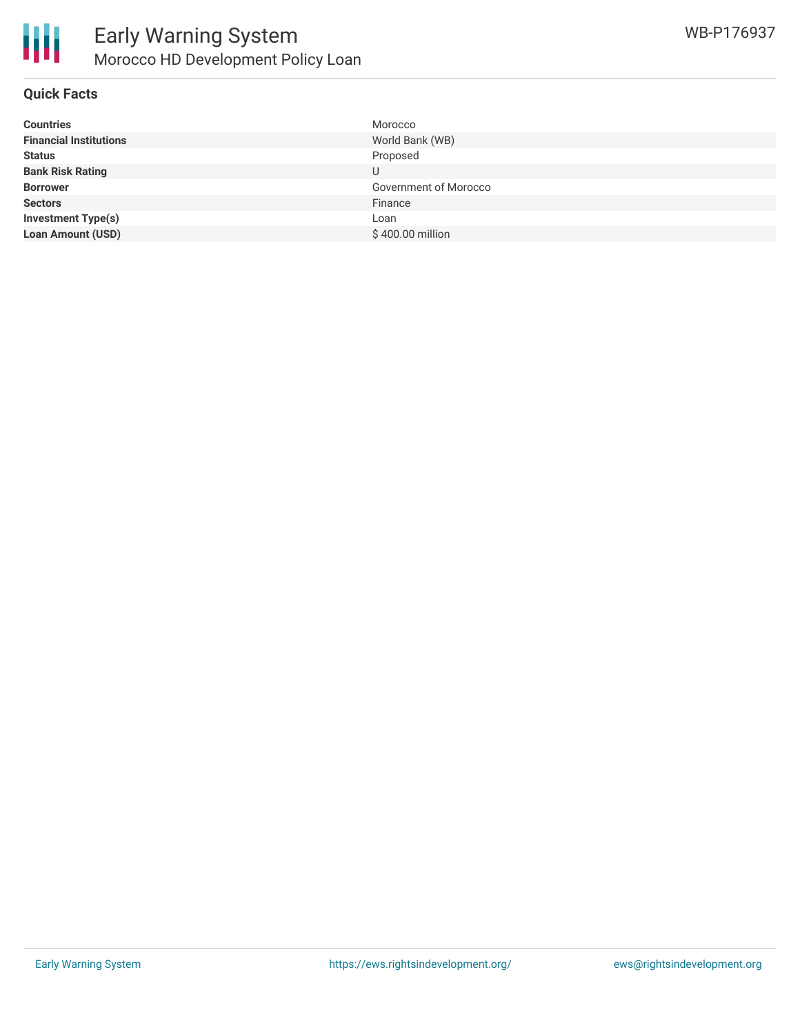# Early Warning System

## Morocco HD Development Policy Loan

WB-P176937

### Quick Facts

| | |
|---|---|
| **Countries** | Morocco |
| **Financial Institutions** | World Bank (WB) |
| **Status** | Proposed |
| **Bank Risk Rating** | U |
| **Borrower** | Government of Morocco |
| **Sectors** | Finance |
| **Investment Type(s)** | Loan |
| **Loan Amount (USD)** | $ 400.00 million |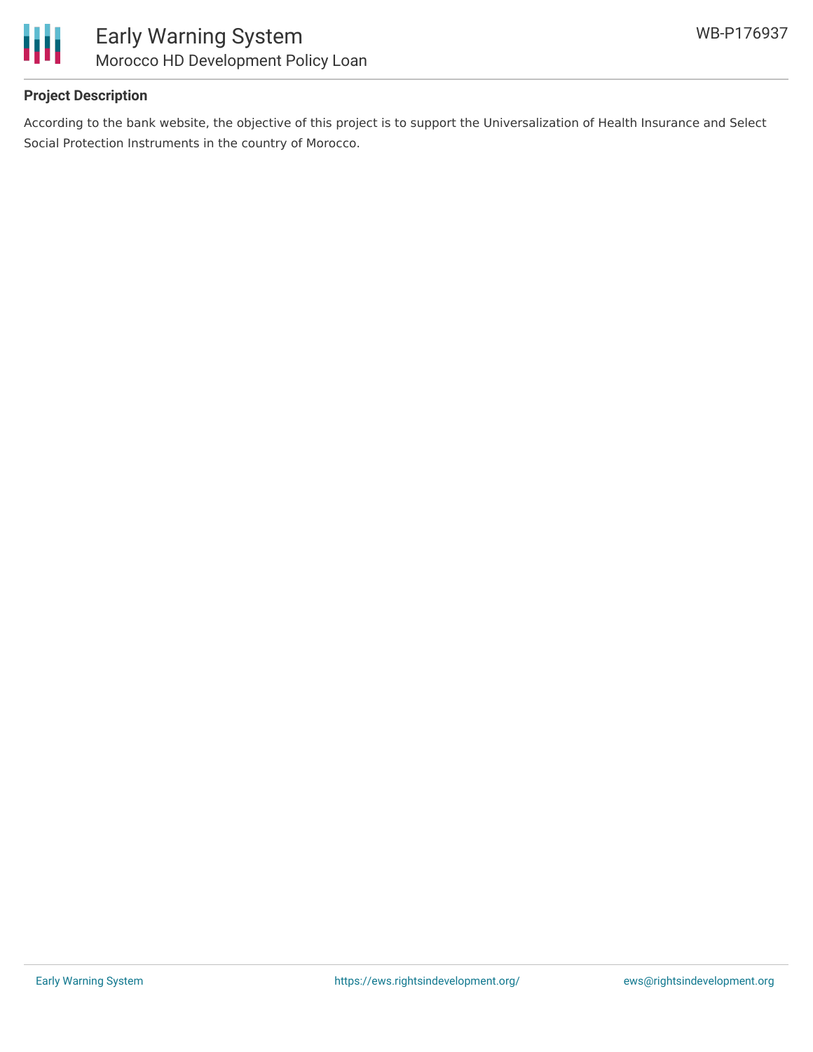**Project Description**

According to the bank website, the objective of this project is to support the Universalization of Health Insurance and Select Social Protection Instruments in the country of Morocco.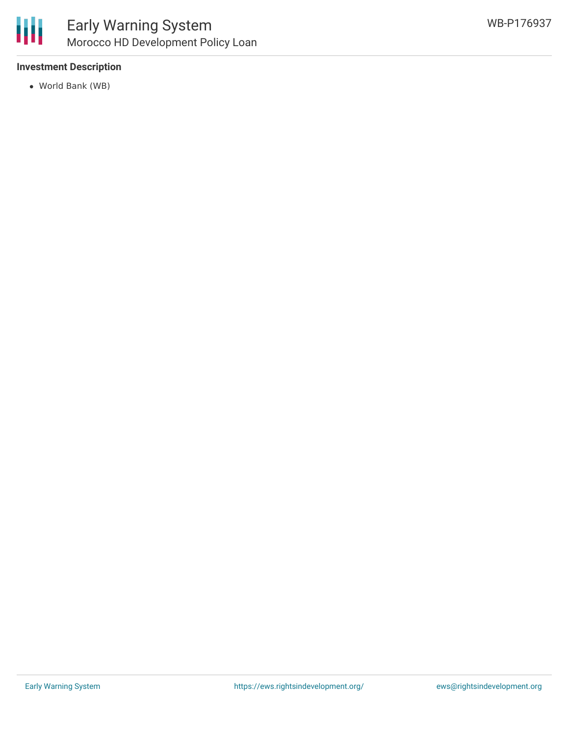### Investment Description

- World Bank (WB)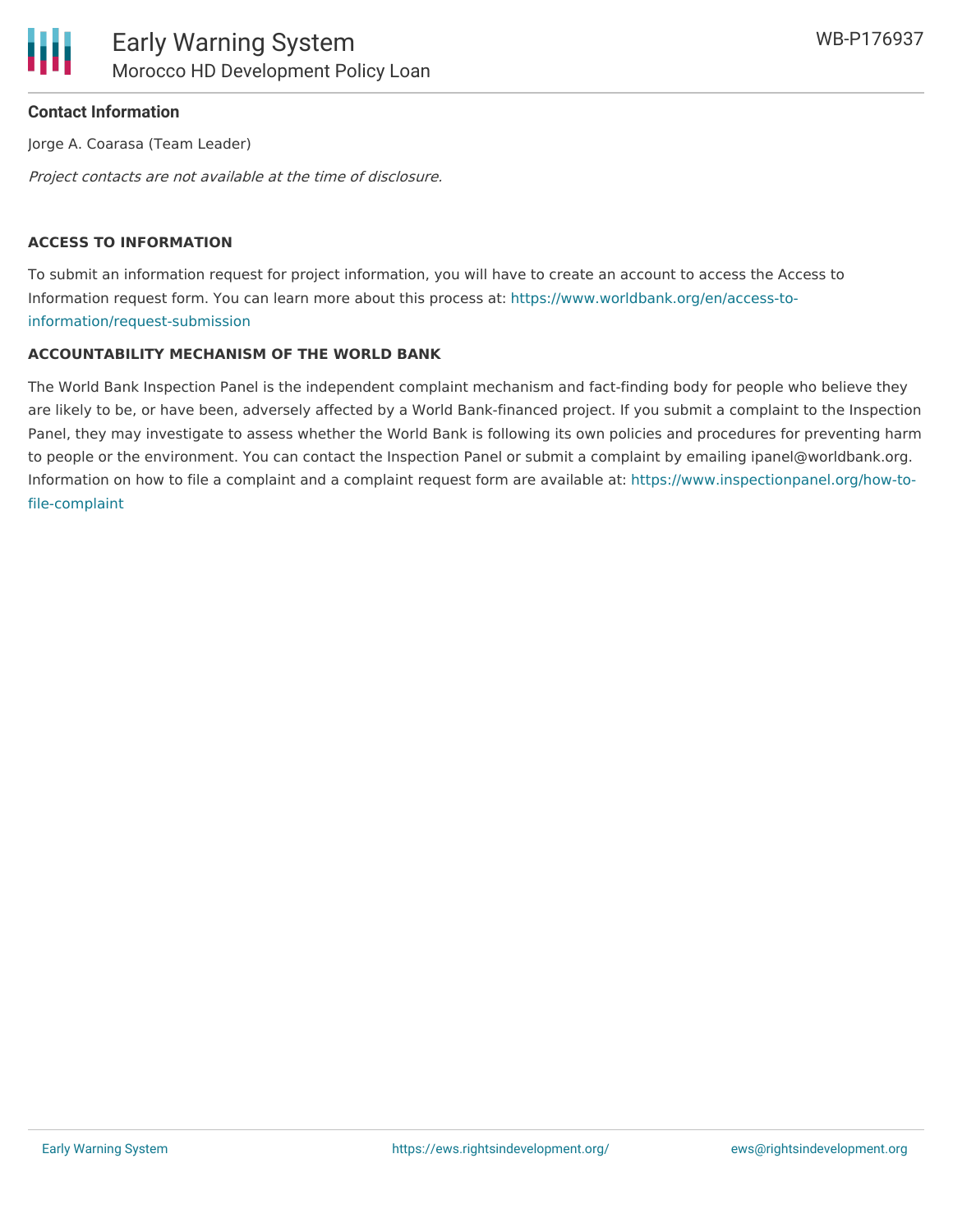**Contact Information**

Jorge A. Coarasa (Team Leader)

*Project contacts are not available at the time of disclosure.*

**ACCESS TO INFORMATION**

To submit an information request for project information, you will have to create an account to access the Access to Information request form. You can learn more about this process at: https://www.worldbank.org/en/access-to-information/request-submission

**ACCOUNTABILITY MECHANISM OF THE WORLD BANK**

The World Bank Inspection Panel is the independent complaint mechanism and fact-finding body for people who believe they are likely to be, or have been, adversely affected by a World Bank-financed project. If you submit a complaint to the Inspection Panel, they may investigate to assess whether the World Bank is following its own policies and procedures for preventing harm to people or the environment. You can contact the Inspection Panel or submit a complaint by emailing ipanel@worldbank.org. Information on how to file a complaint and a complaint request form are available at: https://www.inspectionpanel.org/how-to-file-complaint